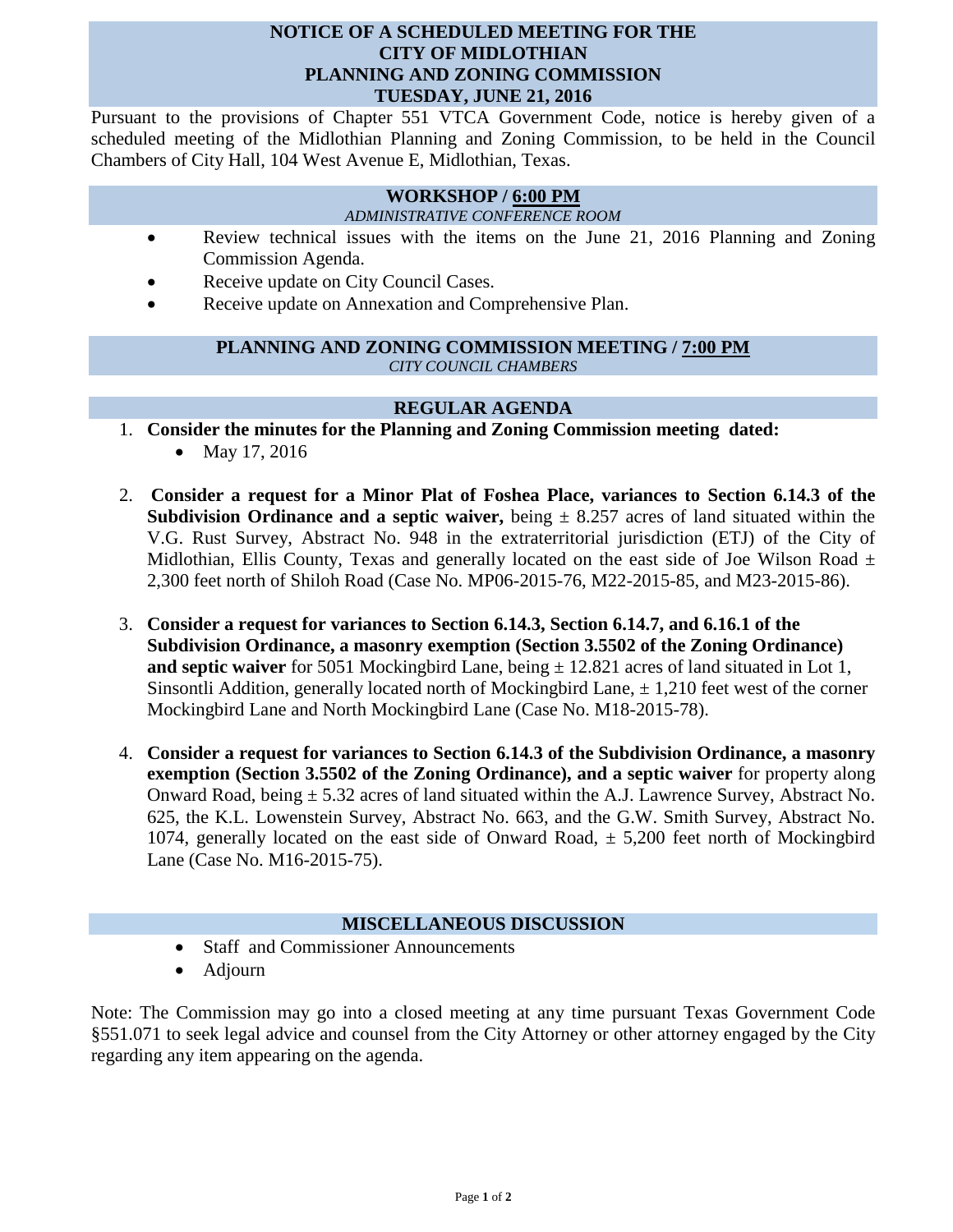# NOTICE OF A SCHEDULED MEETING FOR THE CITY OF MIDLOTHIAN PLANNING AND ZONING COMMISSION TUESDAY, JUNE 21, 2016

Pursuant to the provisions of Chapter 551 VTCA Government Code, notice is hereby given of a scheduled meeting of the Midlothian Planning and Zoning Commission, to be held in the Council Chambers of City Hall, 104 West Avenue E, Midlothian, Texas.

## WORKSHOP / 6:00 PM

*ADMINISTRATIVE CONFERENCE ROOM*

- Review technical issues with the items on the June 21, 2016 Planning and Zoning Commission Agenda.
- Receive update on City Council Cases.
- Receive update on Annexation and Comprehensive Plan.

## PLANNING AND ZONING COMMISSION MEETING / 7:00 PM

*CITY COUNCIL CHAMBERS*

## REGULAR AGENDA

1. **Consider the minutes for the Planning and Zoning Commission meeting dated:**
   - May 17, 2016

2. **Consider a request for a Minor Plat of Foshea Place, variances to Section 6.14.3 of the Subdivision Ordinance and a septic waiver,** being ± 8.257 acres of land situated within the V.G. Rust Survey, Abstract No. 948 in the extraterritorial jurisdiction (ETJ) of the City of Midlothian, Ellis County, Texas and generally located on the east side of Joe Wilson Road ± 2,300 feet north of Shiloh Road (Case No. MP06-2015-76, M22-2015-85, and M23-2015-86).

3. **Consider a request for variances to Section 6.14.3, Section 6.14.7, and 6.16.1 of the Subdivision Ordinance, a masonry exemption (Section 3.5502 of the Zoning Ordinance) and septic waiver** for 5051 Mockingbird Lane, being ± 12.821 acres of land situated in Lot 1, Sinsontli Addition, generally located north of Mockingbird Lane, ± 1,210 feet west of the corner Mockingbird Lane and North Mockingbird Lane (Case No. M18-2015-78).

4. **Consider a request for variances to Section 6.14.3 of the Subdivision Ordinance, a masonry exemption (Section 3.5502 of the Zoning Ordinance), and a septic waiver** for property along Onward Road, being ± 5.32 acres of land situated within the A.J. Lawrence Survey, Abstract No. 625, the K.L. Lowenstein Survey, Abstract No. 663, and the G.W. Smith Survey, Abstract No. 1074, generally located on the east side of Onward Road, ± 5,200 feet north of Mockingbird Lane (Case No. M16-2015-75).

## MISCELLANEOUS DISCUSSION

- Staff and Commissioner Announcements
- Adjourn

Note: The Commission may go into a closed meeting at any time pursuant Texas Government Code §551.071 to seek legal advice and counsel from the City Attorney or other attorney engaged by the City regarding any item appearing on the agenda.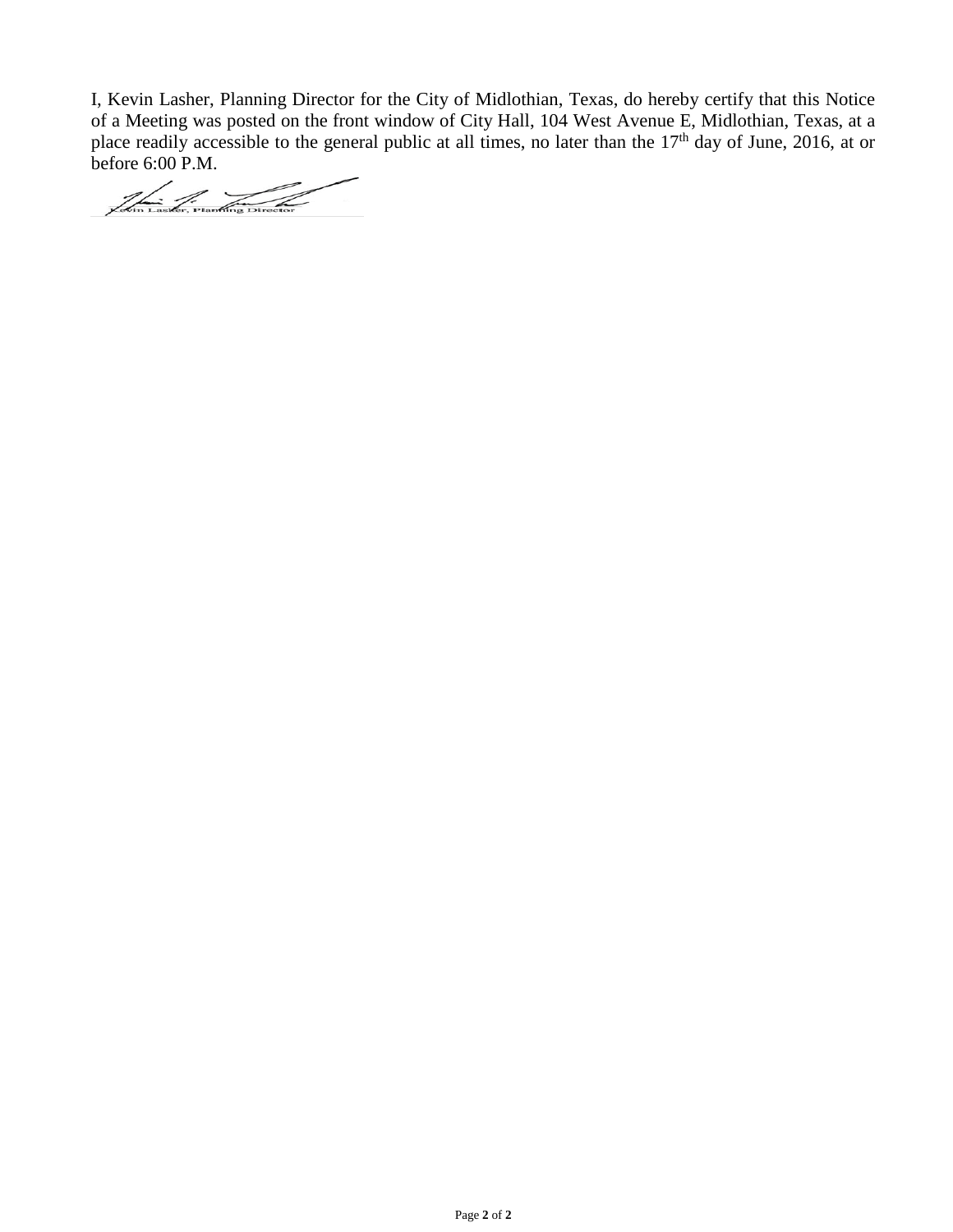I, Kevin Lasher, Planning Director for the City of Midlothian, Texas, do hereby certify that this Notice of a Meeting was posted on the front window of City Hall, 104 West Avenue E, Midlothian, Texas, at a place readily accessible to the general public at all times, no later than the 17th day of June, 2016, at or before 6:00 P.M.

Kevin Lasher, Planning Director